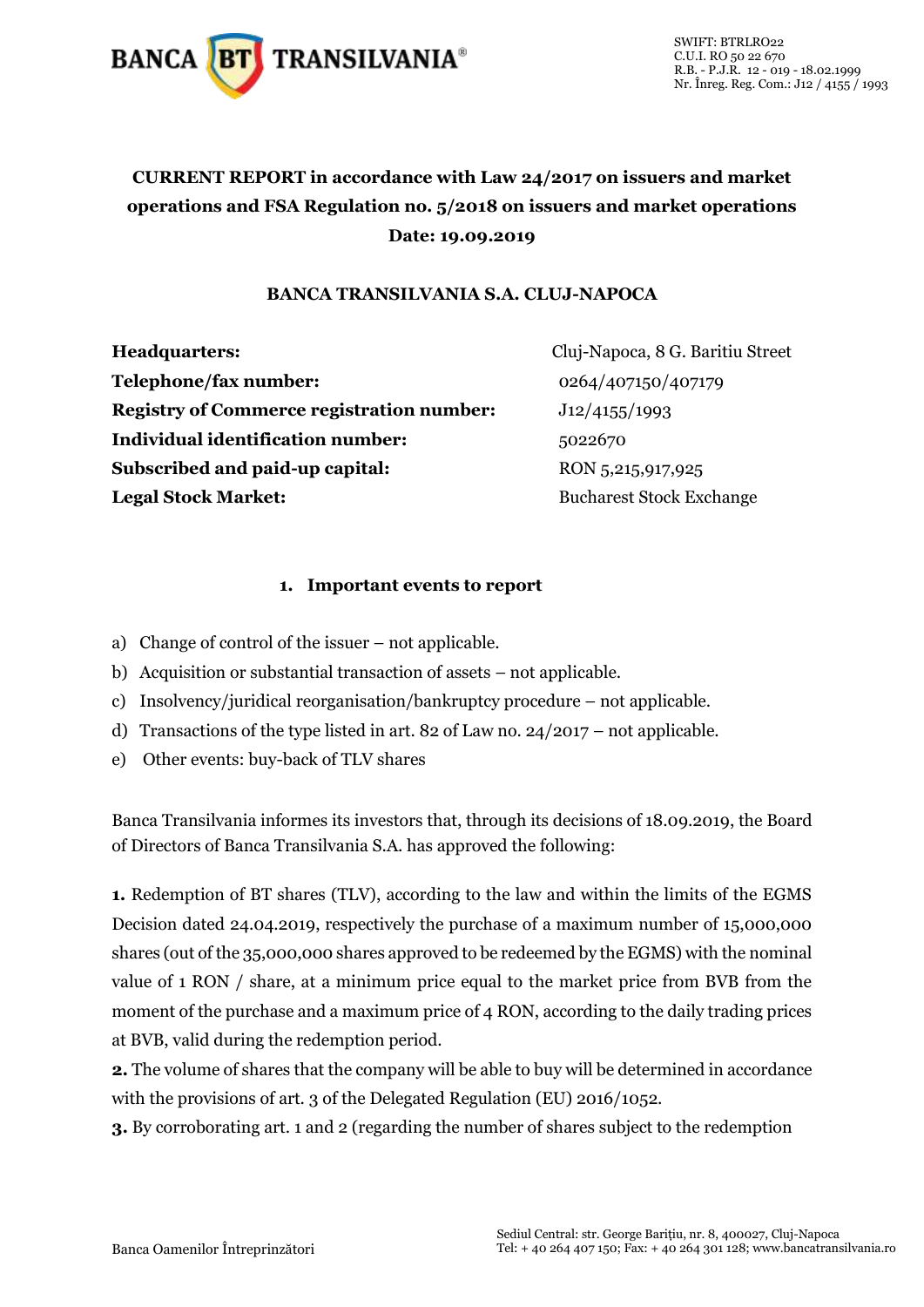**CURRENT REPORT in accordance with Law 24/2017 on issuers and market operations and FSA Regulation no. 5/2018 on issuers and market operations**
**Date: 19.09.2019**

**BANCA TRANSILVANIA S.A. CLUJ-NAPOCA**

| | |
|---|---|
| **Headquarters:** | Cluj-Napoca, 8 G. Baritiu Street |
| **Telephone/fax number:** | 0264/407150/407179 |
| **Registry of Commerce registration number:** | J12/4155/1993 |
| **Individual identification number:** | 5022670 |
| **Subscribed and paid-up capital:** | RON 5,215,917,925 |
| **Legal Stock Market:** | Bucharest Stock Exchange |

1. **Important events to report**

a) Change of control of the issuer – not applicable.
b) Acquisition or substantial transaction of assets – not applicable.
c) Insolvency/juridical reorganisation/bankruptcy procedure – not applicable.
d) Transactions of the type listed in art. 82 of Law no. 24/2017 – not applicable.
e) Other events: buy-back of TLV shares

Banca Transilvania informes its investors that, through its decisions of 18.09.2019, the Board of Directors of Banca Transilvania S.A. has approved the following:

**1.** Redemption of BT shares (TLV), according to the law and within the limits of the EGMS Decision dated 24.04.2019, respectively the purchase of a maximum number of 15,000,000 shares (out of the 35,000,000 shares approved to be redeemed by the EGMS) with the nominal value of 1 RON / share, at a minimum price equal to the market price from BVB from the moment of the purchase and a maximum price of 4 RON, according to the daily trading prices at BVB, valid during the redemption period.
**2.** The volume of shares that the company will be able to buy will be determined in accordance with the provisions of art. 3 of the Delegated Regulation (EU) 2016/1052.
**3.** By corroborating art. 1 and 2 (regarding the number of shares subject to the redemption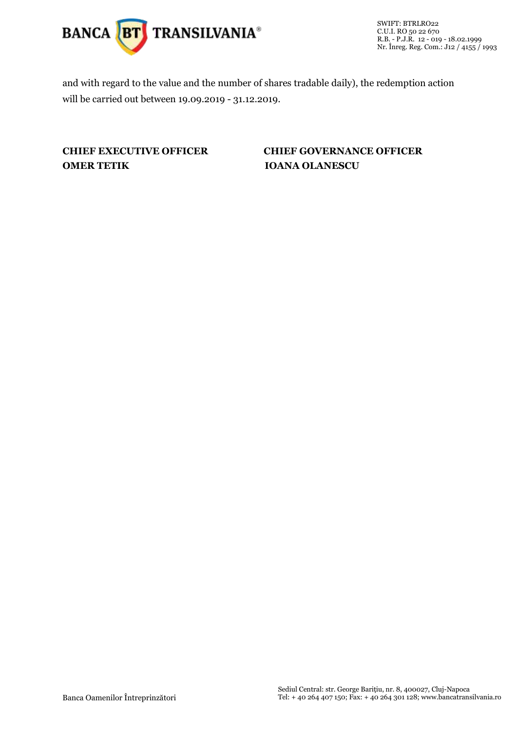and with regard to the value and the number of shares tradable daily), the redemption action will be carried out between 19.09.2019 - 31.12.2019.

**CHIEF EXECUTIVE OFFICER**
**OMER TETIK**

**CHIEF GOVERNANCE OFFICER**
**IOANA OLANESCU**